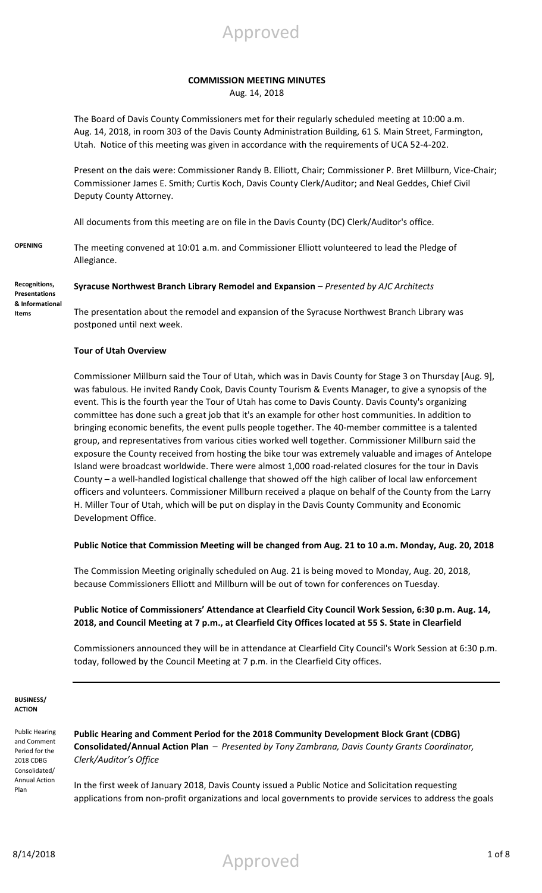# COMMISSION MEETING MINUTES

Aug. 14, 2018

The Board of Davis County Commissioners met for their regularly scheduled meeting at 10:00 a.m. Aug. 14, 2018, in room 303 of the Davis County Administration Building, 61 S. Main Street, Farmington, Utah. Notice of this meeting was given in accordance with the requirements of UCA 52-4-202.

Present on the dais were: Commissioner Randy B. Elliott, Chair; Commissioner P. Bret Millburn, Vice-Chair; Commissioner James E. Smith; Curtis Koch, Davis County Clerk/Auditor; and Neal Geddes, Chief Civil Deputy County Attorney.

All documents from this meeting are on file in the Davis County (DC) Clerk/Auditor's office.

**OPENING**

The meeting convened at 10:01 a.m. and Commissioner Elliott volunteered to lead the Pledge of Allegiance.

**Recognitions, Presentations & Informational Items**

**Syracuse Northwest Branch Library Remodel and Expansion** – *Presented by AJC Architects*

The presentation about the remodel and expansion of the Syracuse Northwest Branch Library was postponed until next week.

**Tour of Utah Overview**

Commissioner Millburn said the Tour of Utah, which was in Davis County for Stage 3 on Thursday [Aug. 9], was fabulous. He invited Randy Cook, Davis County Tourism & Events Manager, to give a synopsis of the event. This is the fourth year the Tour of Utah has come to Davis County. Davis County's organizing committee has done such a great job that it's an example for other host communities. In addition to bringing economic benefits, the event pulls people together. The 40-member committee is a talented group, and representatives from various cities worked well together. Commissioner Millburn said the exposure the County received from hosting the bike tour was extremely valuable and images of Antelope Island were broadcast worldwide. There were almost 1,000 road-related closures for the tour in Davis County – a well-handled logistical challenge that showed off the high caliber of local law enforcement officers and volunteers. Commissioner Millburn received a plaque on behalf of the County from the Larry H. Miller Tour of Utah, which will be put on display in the Davis County Community and Economic Development Office.

**Public Notice that Commission Meeting will be changed from Aug. 21 to 10 a.m. Monday, Aug. 20, 2018**

The Commission Meeting originally scheduled on Aug. 21 is being moved to Monday, Aug. 20, 2018, because Commissioners Elliott and Millburn will be out of town for conferences on Tuesday.

**Public Notice of Commissioners' Attendance at Clearfield City Council Work Session, 6:30 p.m. Aug. 14, 2018, and Council Meeting at 7 p.m., at Clearfield City Offices located at 55 S. State in Clearfield**

Commissioners announced they will be in attendance at Clearfield City Council's Work Session at 6:30 p.m. today, followed by the Council Meeting at 7 p.m. in the Clearfield City offices.

---

**BUSINESS/ ACTION**

*Public Hearing and Comment Period for the 2018 CDBG Consolidated/ Annual Action Plan*

**Public Hearing and Comment Period for the 2018 Community Development Block Grant (CDBG) Consolidated/Annual Action Plan** – *Presented by Tony Zambrana, Davis County Grants Coordinator, Clerk/Auditor's Office*

In the first week of January 2018, Davis County issued a Public Notice and Solicitation requesting applications from non-profit organizations and local governments to provide services to address the goals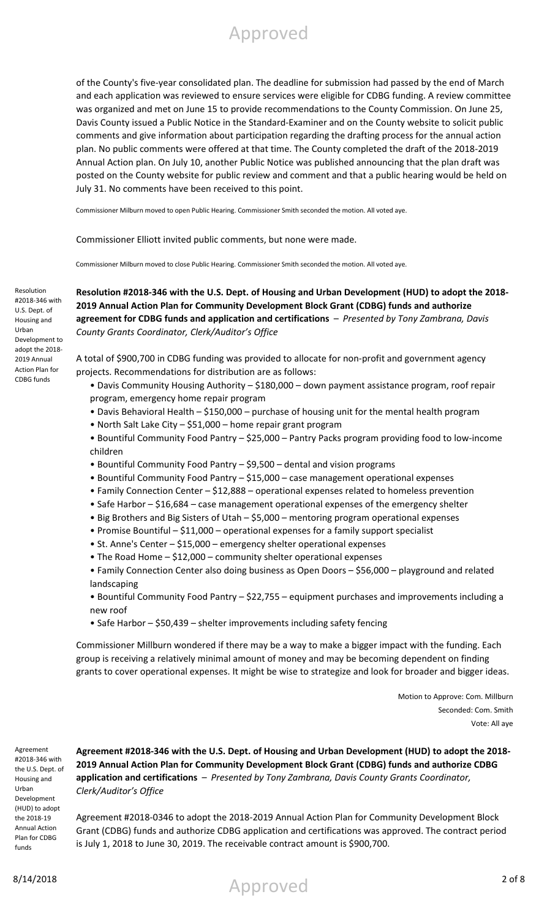of the County's five-year consolidated plan. The deadline for submission had passed by the end of March and each application was reviewed to ensure services were eligible for CDBG funding. A review committee was organized and met on June 15 to provide recommendations to the County Commission. On June 25, Davis County issued a Public Notice in the Standard-Examiner and on the County website to solicit public comments and give information about participation regarding the drafting process for the annual action plan. No public comments were offered at that time. The County completed the draft of the 2018-2019 Annual Action plan. On July 10, another Public Notice was published announcing that the plan draft was posted on the County website for public review and comment and that a public hearing would be held on July 31. No comments have been received to this point.

Commissioner Milburn moved to open Public Hearing. Commissioner Smith seconded the motion. All voted aye.

Commissioner Elliott invited public comments, but none were made.

Commissioner Milburn moved to close Public Hearing. Commissioner Smith seconded the motion. All voted aye.

Resolution #2018-346 with U.S. Dept. of Housing and Urban Development to adopt the 2018-2019 Annual Action Plan for CDBG funds

**Resolution #2018-346 with the U.S. Dept. of Housing and Urban Development (HUD) to adopt the 2018-2019 Annual Action Plan for Community Development Block Grant (CDBG) funds and authorize agreement for CDBG funds and application and certifications** – *Presented by Tony Zambrana, Davis County Grants Coordinator, Clerk/Auditor's Office*

A total of $900,700 in CDBG funding was provided to allocate for non-profit and government agency projects. Recommendations for distribution are as follows:

- Davis Community Housing Authority – $180,000 – down payment assistance program, roof repair program, emergency home repair program
- Davis Behavioral Health – $150,000 – purchase of housing unit for the mental health program
- North Salt Lake City – $51,000 – home repair grant program
- Bountiful Community Food Pantry – $25,000 – Pantry Packs program providing food to low-income children
- Bountiful Community Food Pantry – $9,500 – dental and vision programs
- Bountiful Community Food Pantry – $15,000 – case management operational expenses
- Family Connection Center – $12,888 – operational expenses related to homeless prevention
- Safe Harbor – $16,684 – case management operational expenses of the emergency shelter
- Big Brothers and Big Sisters of Utah – $5,000 – mentoring program operational expenses
- Promise Bountiful – $11,000 – operational expenses for a family support specialist
- St. Anne's Center – $15,000 – emergency shelter operational expenses
- The Road Home – $12,000 – community shelter operational expenses
- Family Connection Center also doing business as Open Doors – $56,000 – playground and related landscaping
- Bountiful Community Food Pantry – $22,755 – equipment purchases and improvements including a new roof
- Safe Harbor – $50,439 – shelter improvements including safety fencing

Commissioner Millburn wondered if there may be a way to make a bigger impact with the funding. Each group is receiving a relatively minimal amount of money and may be becoming dependent on finding grants to cover operational expenses. It might be wise to strategize and look for broader and bigger ideas.

Motion to Approve: Com. Millburn
Seconded: Com. Smith
Vote: All aye

Agreement #2018-346 with the U.S. Dept. of Housing and Urban Development (HUD) to adopt the 2018-19 Annual Action Plan for CDBG funds

**Agreement #2018-346 with the U.S. Dept. of Housing and Urban Development (HUD) to adopt the 2018-2019 Annual Action Plan for Community Development Block Grant (CDBG) funds and authorize CDBG application and certifications** – *Presented by Tony Zambrana, Davis County Grants Coordinator, Clerk/Auditor's Office*

Agreement #2018-0346 to adopt the 2018-2019 Annual Action Plan for Community Development Block Grant (CDBG) funds and authorize CDBG application and certifications was approved. The contract period is July 1, 2018 to June 30, 2019. The receivable contract amount is $900,700.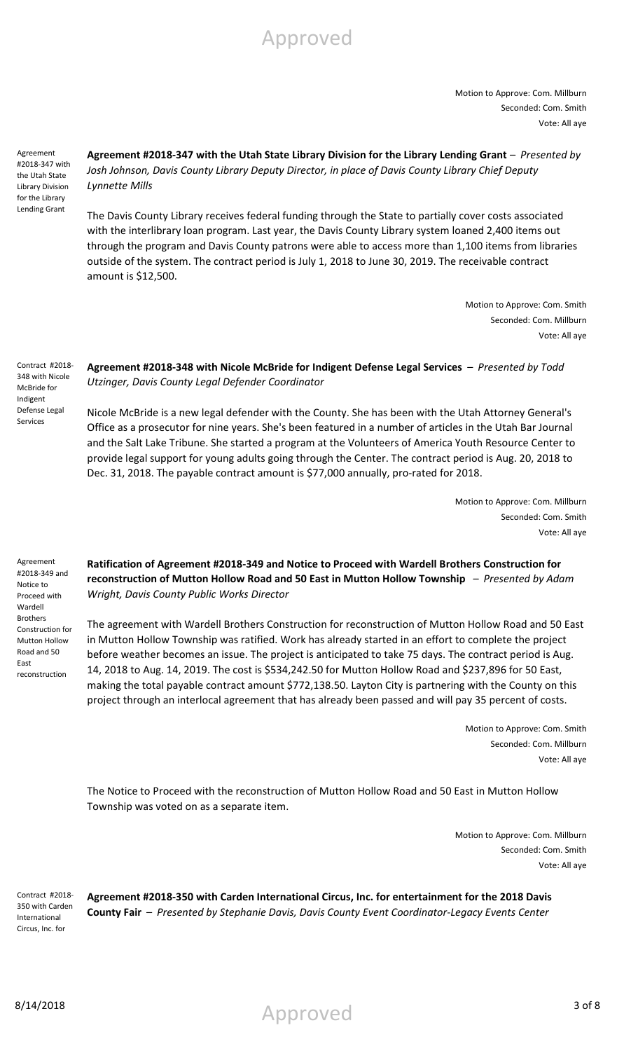Motion to Approve: Com. Millburn
Seconded: Com. Smith
Vote: All aye

Agreement #2018-347 with the Utah State Library Division for the Library Lending Grant

**Agreement #2018-347 with the Utah State Library Division for the Library Lending Grant** – *Presented by Josh Johnson, Davis County Library Deputy Director, in place of Davis County Library Chief Deputy Lynnette Mills*

The Davis County Library receives federal funding through the State to partially cover costs associated with the interlibrary loan program. Last year, the Davis County Library system loaned 2,400 items out through the program and Davis County patrons were able to access more than 1,100 items from libraries outside of the system. The contract period is July 1, 2018 to June 30, 2019. The receivable contract amount is $12,500.

Motion to Approve: Com. Smith
Seconded: Com. Millburn
Vote: All aye

Contract #2018-348 with Nicole McBride for Indigent Defense Legal Services

**Agreement #2018-348 with Nicole McBride for Indigent Defense Legal Services** – *Presented by Todd Utzinger, Davis County Legal Defender Coordinator*

Nicole McBride is a new legal defender with the County. She has been with the Utah Attorney General's Office as a prosecutor for nine years. She's been featured in a number of articles in the Utah Bar Journal and the Salt Lake Tribune. She started a program at the Volunteers of America Youth Resource Center to provide legal support for young adults going through the Center. The contract period is Aug. 20, 2018 to Dec. 31, 2018. The payable contract amount is $77,000 annually, pro-rated for 2018.

Motion to Approve: Com. Millburn
Seconded: Com. Smith
Vote: All aye

Agreement #2018-349 and Notice to Proceed with Wardell Brothers Construction for Mutton Hollow Road and 50 East reconstruction

**Ratification of Agreement #2018-349 and Notice to Proceed with Wardell Brothers Construction for reconstruction of Mutton Hollow Road and 50 East in Mutton Hollow Township** – *Presented by Adam Wright, Davis County Public Works Director*

The agreement with Wardell Brothers Construction for reconstruction of Mutton Hollow Road and 50 East in Mutton Hollow Township was ratified. Work has already started in an effort to complete the project before weather becomes an issue. The project is anticipated to take 75 days. The contract period is Aug. 14, 2018 to Aug. 14, 2019. The cost is $534,242.50 for Mutton Hollow Road and $237,896 for 50 East, making the total payable contract amount $772,138.50. Layton City is partnering with the County on this project through an interlocal agreement that has already been passed and will pay 35 percent of costs.

Motion to Approve: Com. Smith
Seconded: Com. Millburn
Vote: All aye

The Notice to Proceed with the reconstruction of Mutton Hollow Road and 50 East in Mutton Hollow Township was voted on as a separate item.

Motion to Approve: Com. Millburn
Seconded: Com. Smith
Vote: All aye

Contract #2018-350 with Carden International Circus, Inc. for

**Agreement #2018-350 with Carden International Circus, Inc. for entertainment for the 2018 Davis County Fair** – *Presented by Stephanie Davis, Davis County Event Coordinator-Legacy Events Center*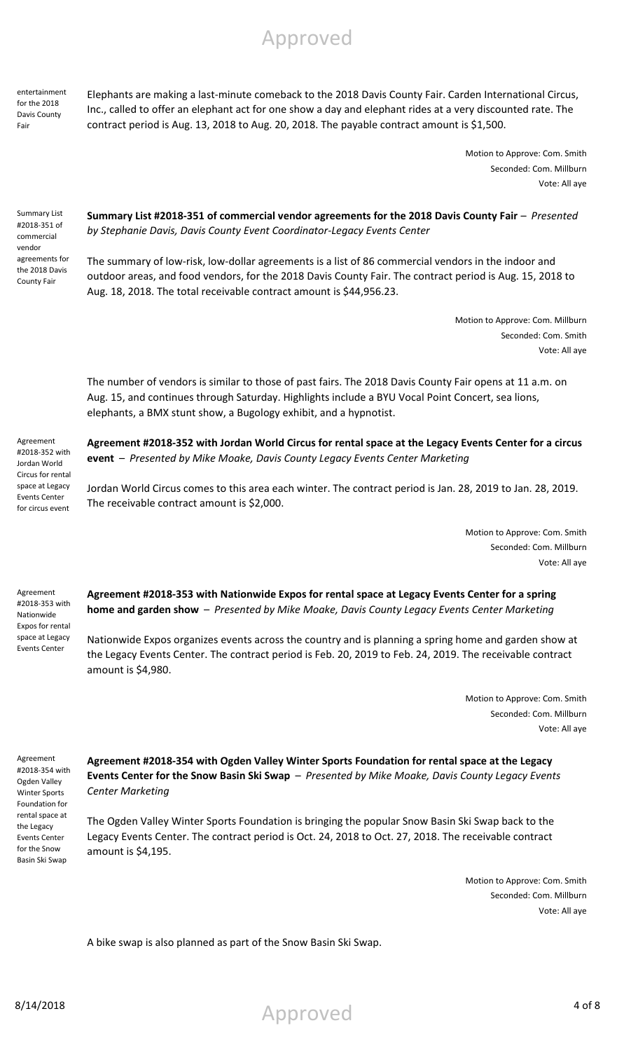entertainment for the 2018 Davis County Fair

Elephants are making a last-minute comeback to the 2018 Davis County Fair. Carden International Circus, Inc., called to offer an elephant act for one show a day and elephant rides at a very discounted rate. The contract period is Aug. 13, 2018 to Aug. 20, 2018. The payable contract amount is $1,500.

Motion to Approve: Com. Smith
Seconded: Com. Millburn
Vote: All aye

Summary List #2018-351 of commercial vendor agreements for the 2018 Davis County Fair

**Summary List #2018-351 of commercial vendor agreements for the 2018 Davis County Fair** – *Presented by Stephanie Davis, Davis County Event Coordinator-Legacy Events Center*

The summary of low-risk, low-dollar agreements is a list of 86 commercial vendors in the indoor and outdoor areas, and food vendors, for the 2018 Davis County Fair. The contract period is Aug. 15, 2018 to Aug. 18, 2018. The total receivable contract amount is $44,956.23.

Motion to Approve: Com. Millburn
Seconded: Com. Smith
Vote: All aye

The number of vendors is similar to those of past fairs. The 2018 Davis County Fair opens at 11 a.m. on Aug. 15, and continues through Saturday. Highlights include a BYU Vocal Point Concert, sea lions, elephants, a BMX stunt show, a Bugology exhibit, and a hypnotist.

Agreement #2018-352 with Jordan World Circus for rental space at Legacy Events Center for circus event

**Agreement #2018-352 with Jordan World Circus for rental space at the Legacy Events Center for a circus event** – *Presented by Mike Moake, Davis County Legacy Events Center Marketing*

Jordan World Circus comes to this area each winter. The contract period is Jan. 28, 2019 to Jan. 28, 2019. The receivable contract amount is $2,000.

Motion to Approve: Com. Smith
Seconded: Com. Millburn
Vote: All aye

Agreement #2018-353 with Nationwide Expos for rental space at Legacy Events Center

**Agreement #2018-353 with Nationwide Expos for rental space at Legacy Events Center for a spring home and garden show** – *Presented by Mike Moake, Davis County Legacy Events Center Marketing*

Nationwide Expos organizes events across the country and is planning a spring home and garden show at the Legacy Events Center. The contract period is Feb. 20, 2019 to Feb. 24, 2019. The receivable contract amount is $4,980.

Motion to Approve: Com. Smith
Seconded: Com. Millburn
Vote: All aye

Agreement #2018-354 with Ogden Valley Winter Sports Foundation for rental space at the Legacy Events Center for the Snow Basin Ski Swap

**Agreement #2018-354 with Ogden Valley Winter Sports Foundation for rental space at the Legacy Events Center for the Snow Basin Ski Swap** – *Presented by Mike Moake, Davis County Legacy Events Center Marketing*

The Ogden Valley Winter Sports Foundation is bringing the popular Snow Basin Ski Swap back to the Legacy Events Center. The contract period is Oct. 24, 2018 to Oct. 27, 2018. The receivable contract amount is $4,195.

Motion to Approve: Com. Smith
Seconded: Com. Millburn
Vote: All aye

A bike swap is also planned as part of the Snow Basin Ski Swap.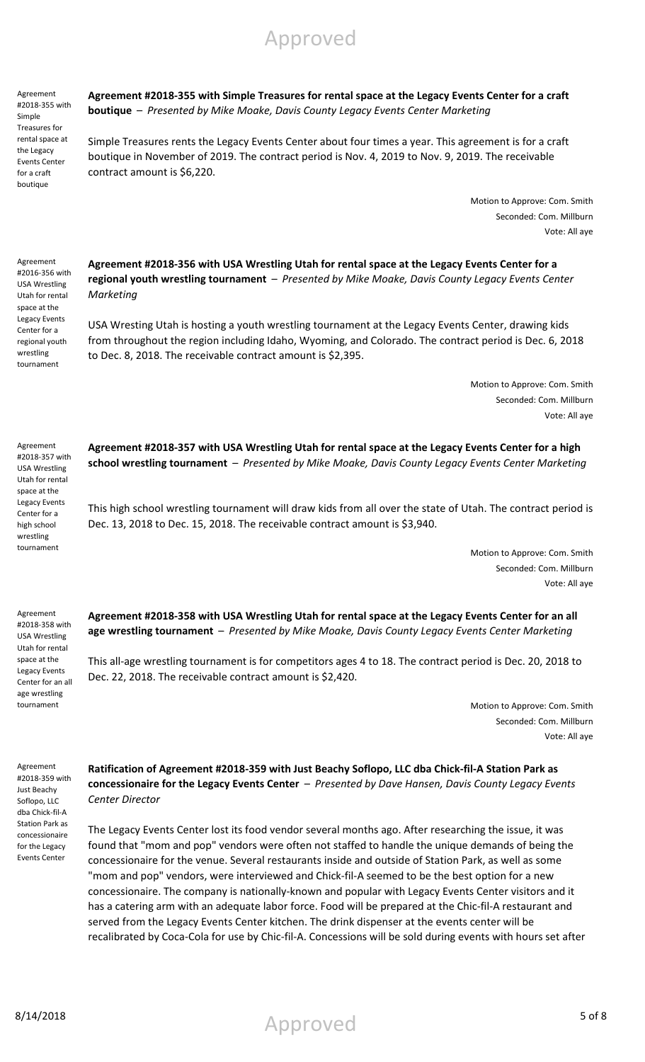Agreement #2018-355 with Simple Treasures for rental space at the Legacy Events Center for a craft boutique

**Agreement #2018-355 with Simple Treasures for rental space at the Legacy Events Center for a craft boutique** – *Presented by Mike Moake, Davis County Legacy Events Center Marketing*

Simple Treasures rents the Legacy Events Center about four times a year. This agreement is for a craft boutique in November of 2019. The contract period is Nov. 4, 2019 to Nov. 9, 2019. The receivable contract amount is $6,220.

Motion to Approve: Com. Smith
Seconded: Com. Millburn
Vote: All aye

Agreement #2016-356 with USA Wrestling Utah for rental space at the Legacy Events Center for a regional youth wrestling tournament

**Agreement #2018-356 with USA Wrestling Utah for rental space at the Legacy Events Center for a regional youth wrestling tournament** – *Presented by Mike Moake, Davis County Legacy Events Center Marketing*

USA Wresting Utah is hosting a youth wrestling tournament at the Legacy Events Center, drawing kids from throughout the region including Idaho, Wyoming, and Colorado. The contract period is Dec. 6, 2018 to Dec. 8, 2018. The receivable contract amount is $2,395.

Motion to Approve: Com. Smith
Seconded: Com. Millburn
Vote: All aye

Agreement #2018-357 with USA Wrestling Utah for rental space at the Legacy Events Center for a high school wrestling tournament

**Agreement #2018-357 with USA Wrestling Utah for rental space at the Legacy Events Center for a high school wrestling tournament** – *Presented by Mike Moake, Davis County Legacy Events Center Marketing*

This high school wrestling tournament will draw kids from all over the state of Utah. The contract period is Dec. 13, 2018 to Dec. 15, 2018. The receivable contract amount is $3,940.

Motion to Approve: Com. Smith
Seconded: Com. Millburn
Vote: All aye

Agreement #2018-358 with USA Wrestling Utah for rental space at the Legacy Events Center for an all age wrestling tournament

**Agreement #2018-358 with USA Wrestling Utah for rental space at the Legacy Events Center for an all age wrestling tournament** – *Presented by Mike Moake, Davis County Legacy Events Center Marketing*

This all-age wrestling tournament is for competitors ages 4 to 18. The contract period is Dec. 20, 2018 to Dec. 22, 2018. The receivable contract amount is $2,420.

Motion to Approve: Com. Smith
Seconded: Com. Millburn
Vote: All aye

Agreement #2018-359 with Just Beachy Soflopo, LLC dba Chick-fil-A Station Park as concessionaire for the Legacy Events Center

**Ratification of Agreement #2018-359 with Just Beachy Soflopo, LLC dba Chick-fil-A Station Park as concessionaire for the Legacy Events Center** – *Presented by Dave Hansen, Davis County Legacy Events Center Director*

The Legacy Events Center lost its food vendor several months ago. After researching the issue, it was found that "mom and pop" vendors were often not staffed to handle the unique demands of being the concessionaire for the venue. Several restaurants inside and outside of Station Park, as well as some "mom and pop" vendors, were interviewed and Chick-fil-A seemed to be the best option for a new concessionaire. The company is nationally-known and popular with Legacy Events Center visitors and it has a catering arm with an adequate labor force. Food will be prepared at the Chic-fil-A restaurant and served from the Legacy Events Center kitchen. The drink dispenser at the events center will be recalibrated by Coca-Cola for use by Chic-fil-A. Concessions will be sold during events with hours set after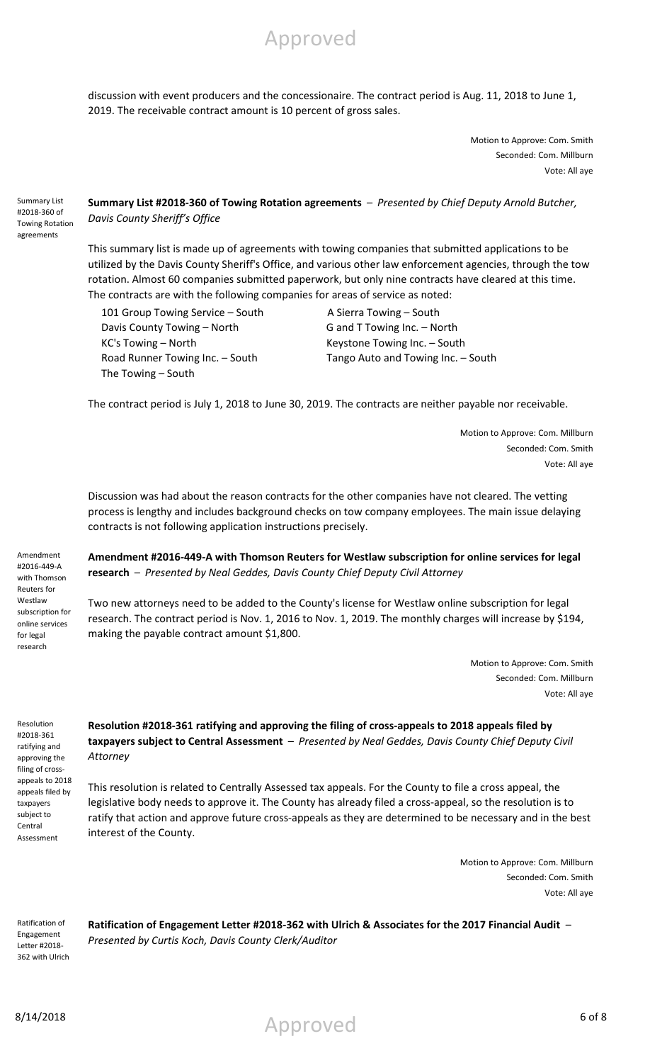discussion with event producers and the concessionaire. The contract period is Aug. 11, 2018 to June 1, 2019. The receivable contract amount is 10 percent of gross sales.

Motion to Approve: Com. Smith
Seconded: Com. Millburn
Vote: All aye

Summary List #2018-360 of Towing Rotation agreements

**Summary List #2018-360 of Towing Rotation agreements** – *Presented by Chief Deputy Arnold Butcher, Davis County Sheriff's Office*

This summary list is made up of agreements with towing companies that submitted applications to be utilized by the Davis County Sheriff's Office, and various other law enforcement agencies, through the tow rotation. Almost 60 companies submitted paperwork, but only nine contracts have cleared at this time. The contracts are with the following companies for areas of service as noted:

- 101 Group Towing Service – South
- A Sierra Towing – South
- Davis County Towing – North
- G and T Towing Inc. – North
- KC's Towing – North
- Keystone Towing Inc. – South
- Road Runner Towing Inc. – South
- Tango Auto and Towing Inc. – South
- The Towing – South

The contract period is July 1, 2018 to June 30, 2019. The contracts are neither payable nor receivable.

Motion to Approve: Com. Millburn
Seconded: Com. Smith
Vote: All aye

Discussion was had about the reason contracts for the other companies have not cleared. The vetting process is lengthy and includes background checks on tow company employees. The main issue delaying contracts is not following application instructions precisely.

Amendment #2016-449-A with Thomson Reuters for Westlaw subscription for online services for legal research

**Amendment #2016-449-A with Thomson Reuters for Westlaw subscription for online services for legal research** – *Presented by Neal Geddes, Davis County Chief Deputy Civil Attorney*

Two new attorneys need to be added to the County's license for Westlaw online subscription for legal research. The contract period is Nov. 1, 2016 to Nov. 1, 2019. The monthly charges will increase by $194, making the payable contract amount $1,800.

Motion to Approve: Com. Smith
Seconded: Com. Millburn
Vote: All aye

Resolution #2018-361 ratifying and approving the filing of cross-appeals to 2018 appeals filed by taxpayers subject to Central Assessment

**Resolution #2018-361 ratifying and approving the filing of cross-appeals to 2018 appeals filed by taxpayers subject to Central Assessment** – *Presented by Neal Geddes, Davis County Chief Deputy Civil Attorney*

This resolution is related to Centrally Assessed tax appeals. For the County to file a cross appeal, the legislative body needs to approve it. The County has already filed a cross-appeal, so the resolution is to ratify that action and approve future cross-appeals as they are determined to be necessary and in the best interest of the County.

Motion to Approve: Com. Millburn
Seconded: Com. Smith
Vote: All aye

Ratification of Engagement Letter #2018-362 with Ulrich

**Ratification of Engagement Letter #2018-362 with Ulrich & Associates for the 2017 Financial Audit** – *Presented by Curtis Koch, Davis County Clerk/Auditor*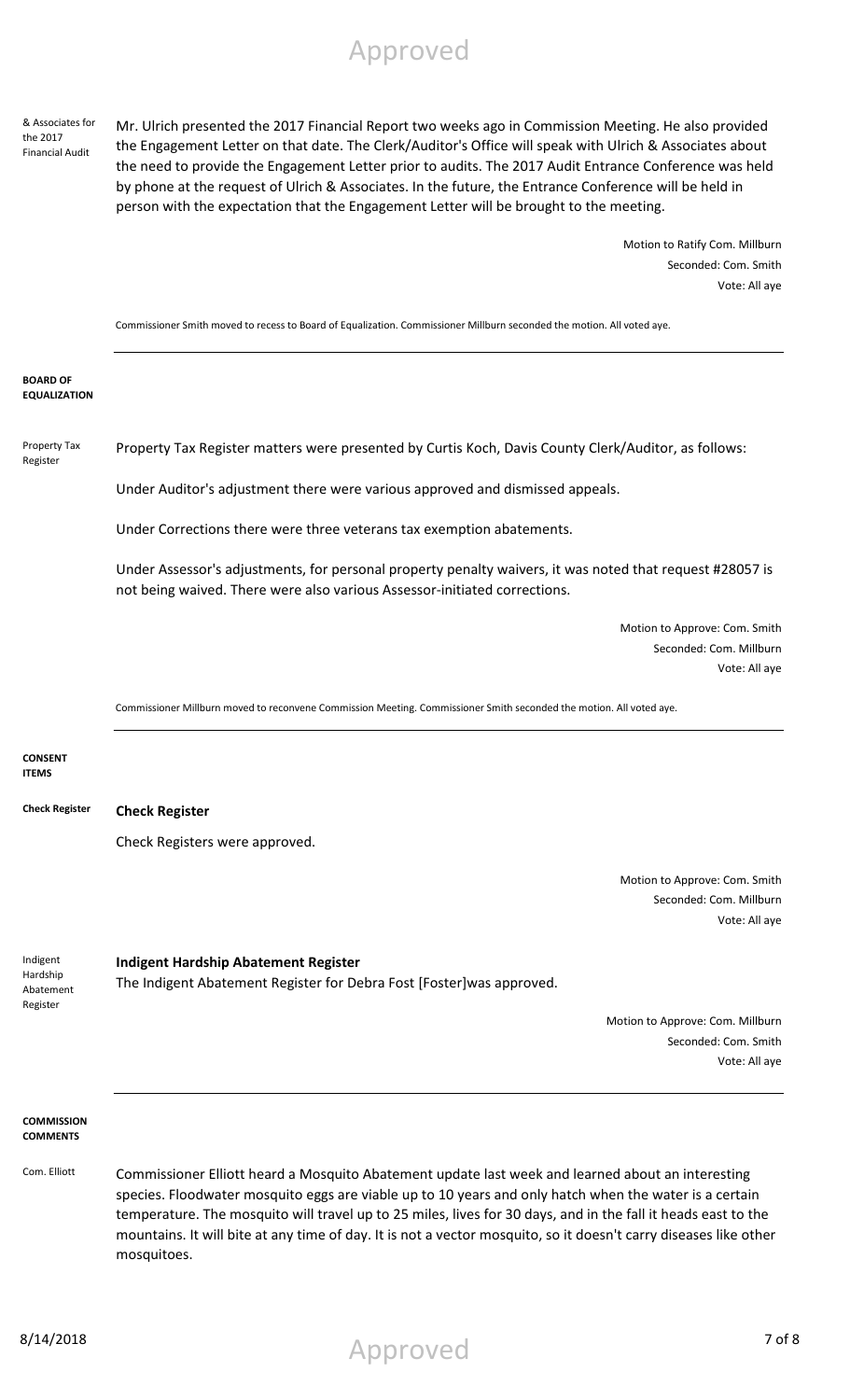& Associates for the 2017 Financial Audit

Mr. Ulrich presented the 2017 Financial Report two weeks ago in Commission Meeting. He also provided the Engagement Letter on that date. The Clerk/Auditor's Office will speak with Ulrich & Associates about the need to provide the Engagement Letter prior to audits. The 2017 Audit Entrance Conference was held by phone at the request of Ulrich & Associates. In the future, the Entrance Conference will be held in person with the expectation that the Engagement Letter will be brought to the meeting.

Motion to Ratify Com. Millburn
Seconded: Com. Smith
Vote: All aye

Commissioner Smith moved to recess to Board of Equalization. Commissioner Millburn seconded the motion. All voted aye.

---

**BOARD OF EQUALIZATION**

Property Tax Register

Property Tax Register matters were presented by Curtis Koch, Davis County Clerk/Auditor, as follows:

Under Auditor's adjustment there were various approved and dismissed appeals.

Under Corrections there were three veterans tax exemption abatements.

Under Assessor's adjustments, for personal property penalty waivers, it was noted that request #28057 is not being waived. There were also various Assessor-initiated corrections.

Motion to Approve: Com. Smith
Seconded: Com. Millburn
Vote: All aye

Commissioner Millburn moved to reconvene Commission Meeting. Commissioner Smith seconded the motion. All voted aye.

---

**CONSENT ITEMS**

Check Register

**Check Register**

Check Registers were approved.

Motion to Approve: Com. Smith
Seconded: Com. Millburn
Vote: All aye

Indigent Hardship Abatement Register

**Indigent Hardship Abatement Register**

The Indigent Abatement Register for Debra Fost [Foster]was approved.

Motion to Approve: Com. Millburn
Seconded: Com. Smith
Vote: All aye

---

**COMMISSION COMMENTS**

Com. Elliott

Commissioner Elliott heard a Mosquito Abatement update last week and learned about an interesting species. Floodwater mosquito eggs are viable up to 10 years and only hatch when the water is a certain temperature. The mosquito will travel up to 25 miles, lives for 30 days, and in the fall it heads east to the mountains. It will bite at any time of day. It is not a vector mosquito, so it doesn't carry diseases like other mosquitoes.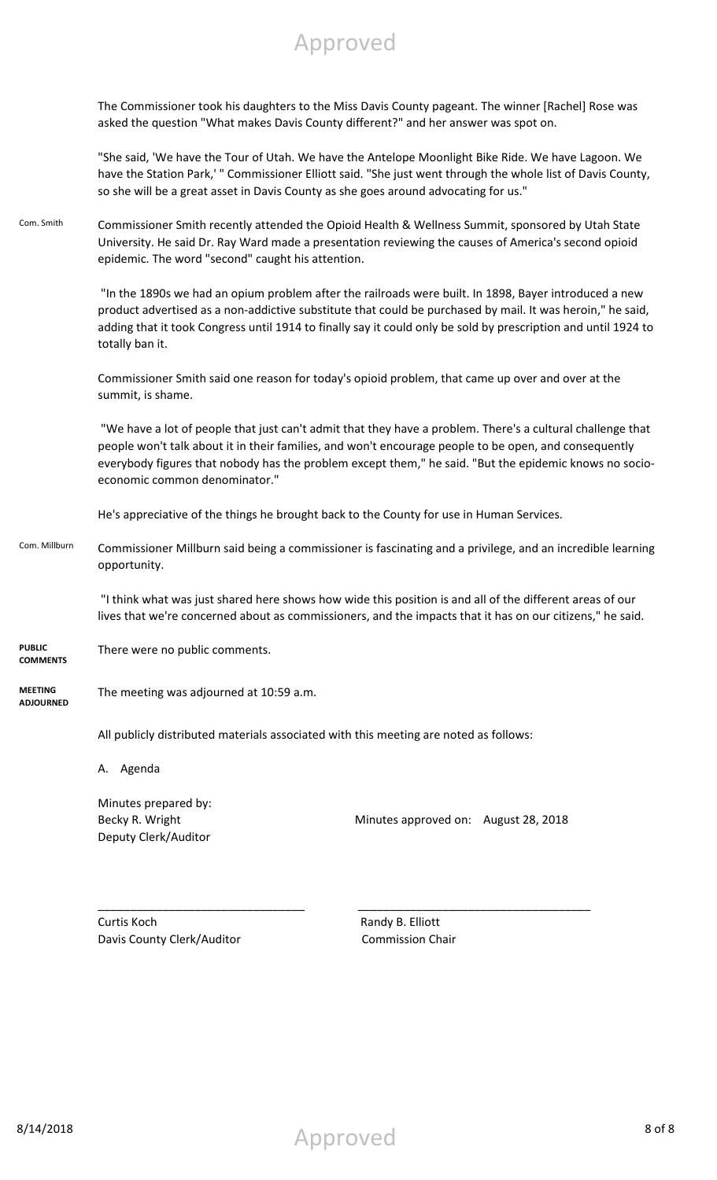The Commissioner took his daughters to the Miss Davis County pageant. The winner [Rachel] Rose was asked the question "What makes Davis County different?" and her answer was spot on.

"She said, 'We have the Tour of Utah. We have the Antelope Moonlight Bike Ride. We have Lagoon. We have the Station Park,' " Commissioner Elliott said. "She just went through the whole list of Davis County, so she will be a great asset in Davis County as she goes around advocating for us."

Com. Smith

Commissioner Smith recently attended the Opioid Health & Wellness Summit, sponsored by Utah State University. He said Dr. Ray Ward made a presentation reviewing the causes of America's second opioid epidemic. The word "second" caught his attention.

"In the 1890s we had an opium problem after the railroads were built. In 1898, Bayer introduced a new product advertised as a non-addictive substitute that could be purchased by mail. It was heroin," he said, adding that it took Congress until 1914 to finally say it could only be sold by prescription and until 1924 to totally ban it.

Commissioner Smith said one reason for today's opioid problem, that came up over and over at the summit, is shame.

"We have a lot of people that just can't admit that they have a problem. There's a cultural challenge that people won't talk about it in their families, and won't encourage people to be open, and consequently everybody figures that nobody has the problem except them," he said. "But the epidemic knows no socio-economic common denominator."

He's appreciative of the things he brought back to the County for use in Human Services.

Com. Millburn

Commissioner Millburn said being a commissioner is fascinating and a privilege, and an incredible learning opportunity.

"I think what was just shared here shows how wide this position is and all of the different areas of our lives that we're concerned about as commissioners, and the impacts that it has on our citizens," he said.

**PUBLIC COMMENTS**

There were no public comments.

**MEETING ADJOURNED**

The meeting was adjourned at 10:59 a.m.

All publicly distributed materials associated with this meeting are noted as follows:

A. Agenda

Minutes prepared by:
Becky R. Wright
Deputy Clerk/Auditor

Minutes approved on: August 28, 2018

\_\_\_\_\_\_\_\_\_\_\_\_\_\_\_\_\_\_\_\_\_\_\_\_\_\_\_\_\_\_\_\_

Curtis Koch
Davis County Clerk/Auditor

\_\_\_\_\_\_\_\_\_\_\_\_\_\_\_\_\_\_\_\_\_\_\_\_\_\_\_\_\_\_\_\_

Randy B. Elliott
Commission Chair